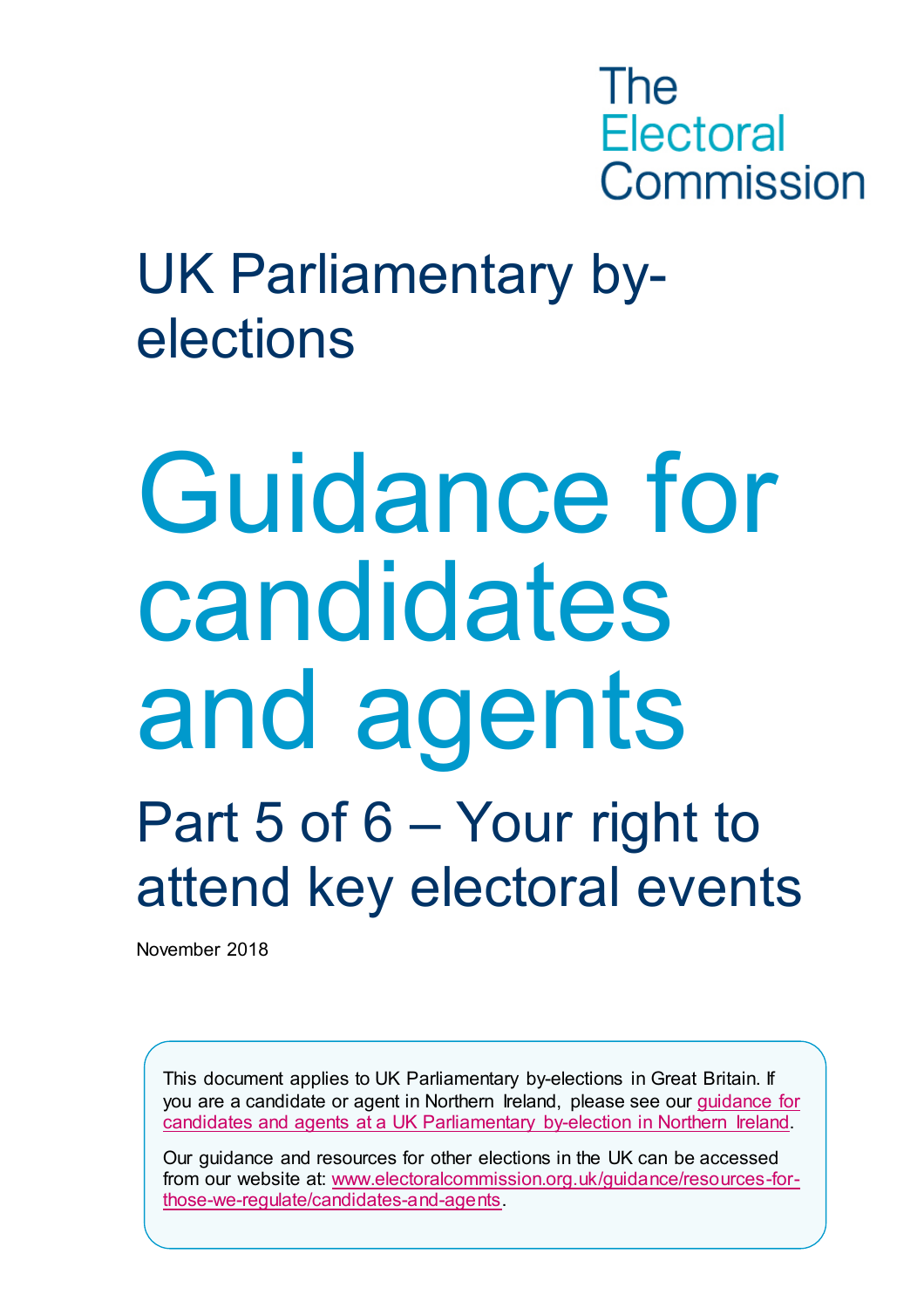The Electoral Commission

# UK Parliamentary by-elections

# Guidance for candidates and agents

## Part 5 of 6 – Your right to attend key electoral events

November 2018

This document applies to UK Parliamentary by-elections in Great Britain. If you are a candidate or agent in Northern Ireland, please see our [guidance for candidates and agents at a UK Parliamentary by-election in Northern Ireland](guidance for candidates and agents at a UK Parliamentary by-election in Northern Ireland).

Our guidance and resources for other elections in the UK can be accessed from our website at: [www.electoralcommission.org.uk/guidance/resources-for-those-we-regulate/candidates-and-agents](www.electoralcommission.org.uk/guidance/resources-for-those-we-regulate/candidates-and-agents).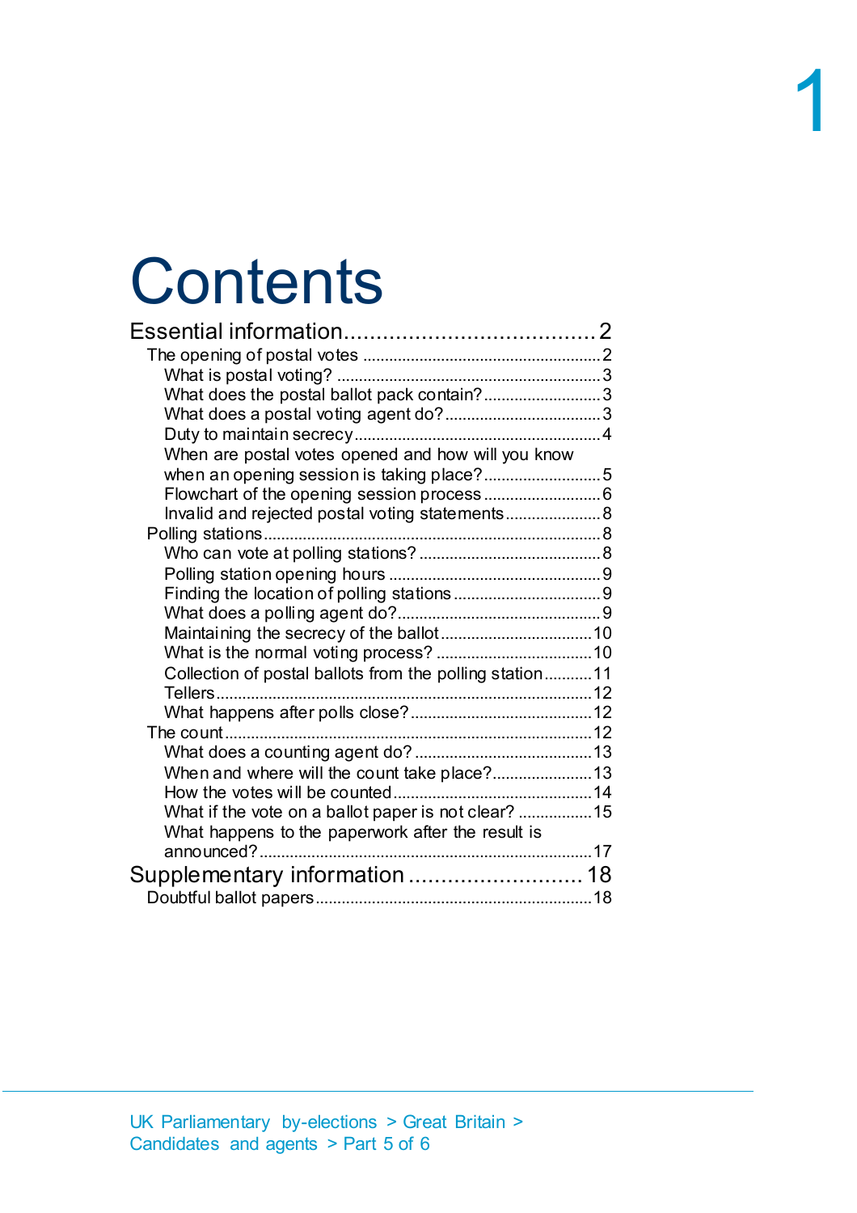# Contents

Essential information ........................................ 2

- The opening of postal votes ........................................ 2
  - What is postal voting? ........................................ 3
  - What does the postal ballot pack contain? ........................................ 3
  - What does a postal voting agent do? ........................................ 3
  - Duty to maintain secrecy ........................................ 4
  - When are postal votes opened and how will you know when an opening session is taking place? ........................................ 5
  - Flowchart of the opening session process ........................................ 6
  - Invalid and rejected postal voting statements ........................................ 8
- Polling stations ........................................ 8
  - Who can vote at polling stations? ........................................ 8
  - Polling station opening hours ........................................ 9
  - Finding the location of polling stations ........................................ 9
  - What does a polling agent do? ........................................ 9
  - Maintaining the secrecy of the ballot ........................................ 10
  - What is the normal voting process? ........................................ 10
  - Collection of postal ballots from the polling station ........................................ 11
  - Tellers ........................................ 12
  - What happens after polls close? ........................................ 12
- The count ........................................ 12
  - What does a counting agent do? ........................................ 13
  - When and where will the count take place? ........................................ 13
  - How the votes will be counted ........................................ 14
  - What if the vote on a ballot paper is not clear? ........................................ 15
  - What happens to the paperwork after the result is announced? ........................................ 17

Supplementary information ........................................ 18

- Doubtful ballot papers ........................................ 18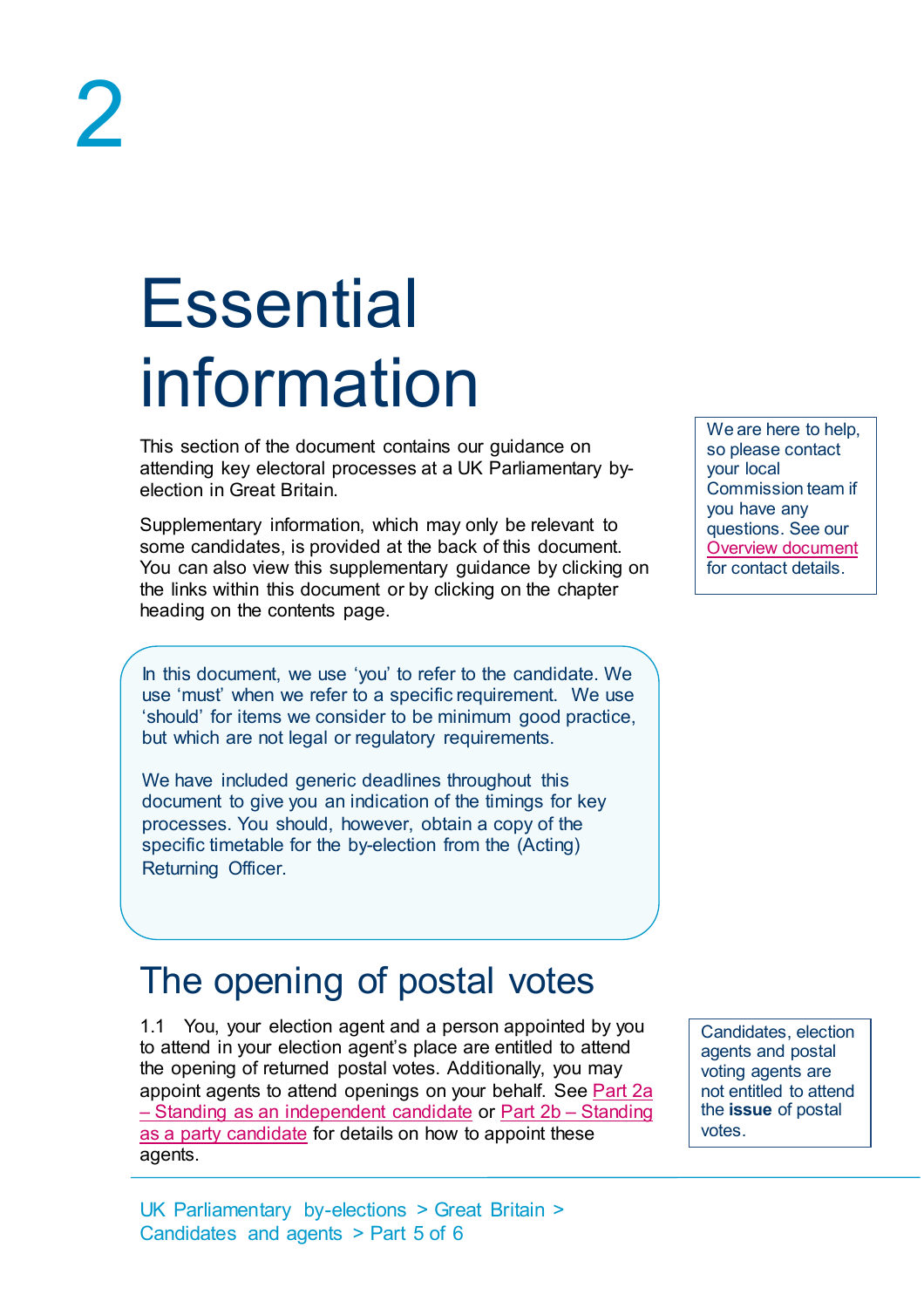2

# Essential information

This section of the document contains our guidance on attending key electoral processes at a UK Parliamentary by-election in Great Britain.

Supplementary information, which may only be relevant to some candidates, is provided at the back of this document. You can also view this supplementary guidance by clicking on the links within this document or by clicking on the chapter heading on the contents page.

We are here to help, so please contact your local Commission team if you have any questions. See our Overview document for contact details.

In this document, we use 'you' to refer to the candidate. We use 'must' when we refer to a specific requirement. We use 'should' for items we consider to be minimum good practice, but which are not legal or regulatory requirements.

We have included generic deadlines throughout this document to give you an indication of the timings for key processes. You should, however, obtain a copy of the specific timetable for the by-election from the (Acting) Returning Officer.

## The opening of postal votes

1.1 You, your election agent and a person appointed by you to attend in your election agent's place are entitled to attend the opening of returned postal votes. Additionally, you may appoint agents to attend openings on your behalf. See Part 2a – Standing as an independent candidate or Part 2b – Standing as a party candidate for details on how to appoint these agents.

Candidates, election agents and postal voting agents are not entitled to attend the **issue** of postal votes.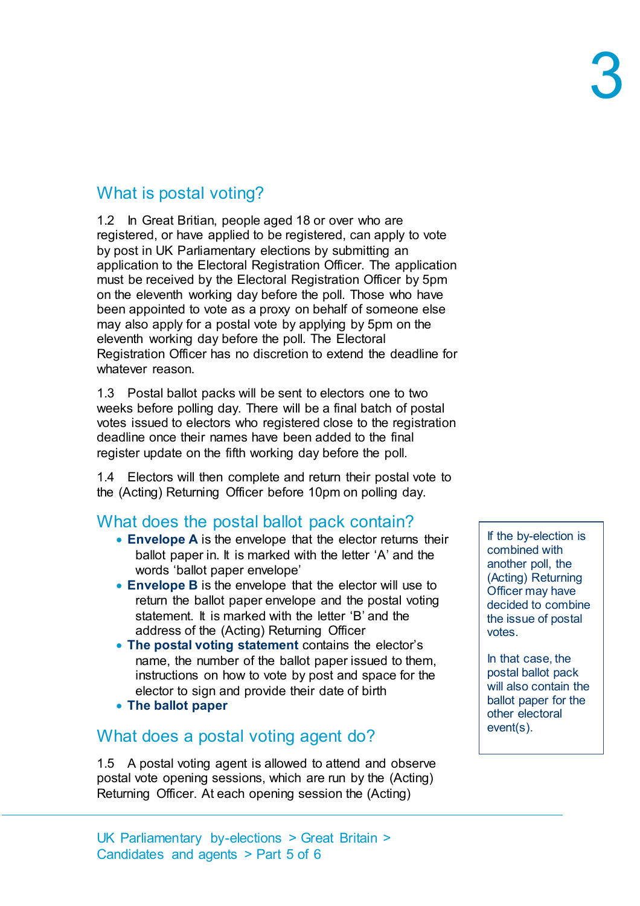## What is postal voting?

1.2 In Great Britian, people aged 18 or over who are registered, or have applied to be registered, can apply to vote by post in UK Parliamentary elections by submitting an application to the Electoral Registration Officer. The application must be received by the Electoral Registration Officer by 5pm on the eleventh working day before the poll. Those who have been appointed to vote as a proxy on behalf of someone else may also apply for a postal vote by applying by 5pm on the eleventh working day before the poll. The Electoral Registration Officer has no discretion to extend the deadline for whatever reason.

1.3 Postal ballot packs will be sent to electors one to two weeks before polling day. There will be a final batch of postal votes issued to electors who registered close to the registration deadline once their names have been added to the final register update on the fifth working day before the poll.

1.4 Electors will then complete and return their postal vote to the (Acting) Returning Officer before 10pm on polling day.

## What does the postal ballot pack contain?

- **Envelope A** is the envelope that the elector returns their ballot paper in. It is marked with the letter 'A' and the words 'ballot paper envelope'
- **Envelope B** is the envelope that the elector will use to return the ballot paper envelope and the postal voting statement. It is marked with the letter 'B' and the address of the (Acting) Returning Officer
- **The postal voting statement** contains the elector's name, the number of the ballot paper issued to them, instructions on how to vote by post and space for the elector to sign and provide their date of birth
- **The ballot paper**

> If the by-election is combined with another poll, the (Acting) Returning Officer may have decided to combine the issue of postal votes.
>
> In that case, the postal ballot pack will also contain the ballot paper for the other electoral event(s).

## What does a postal voting agent do?

1.5 A postal voting agent is allowed to attend and observe postal vote opening sessions, which are run by the (Acting) Returning Officer. At each opening session the (Acting)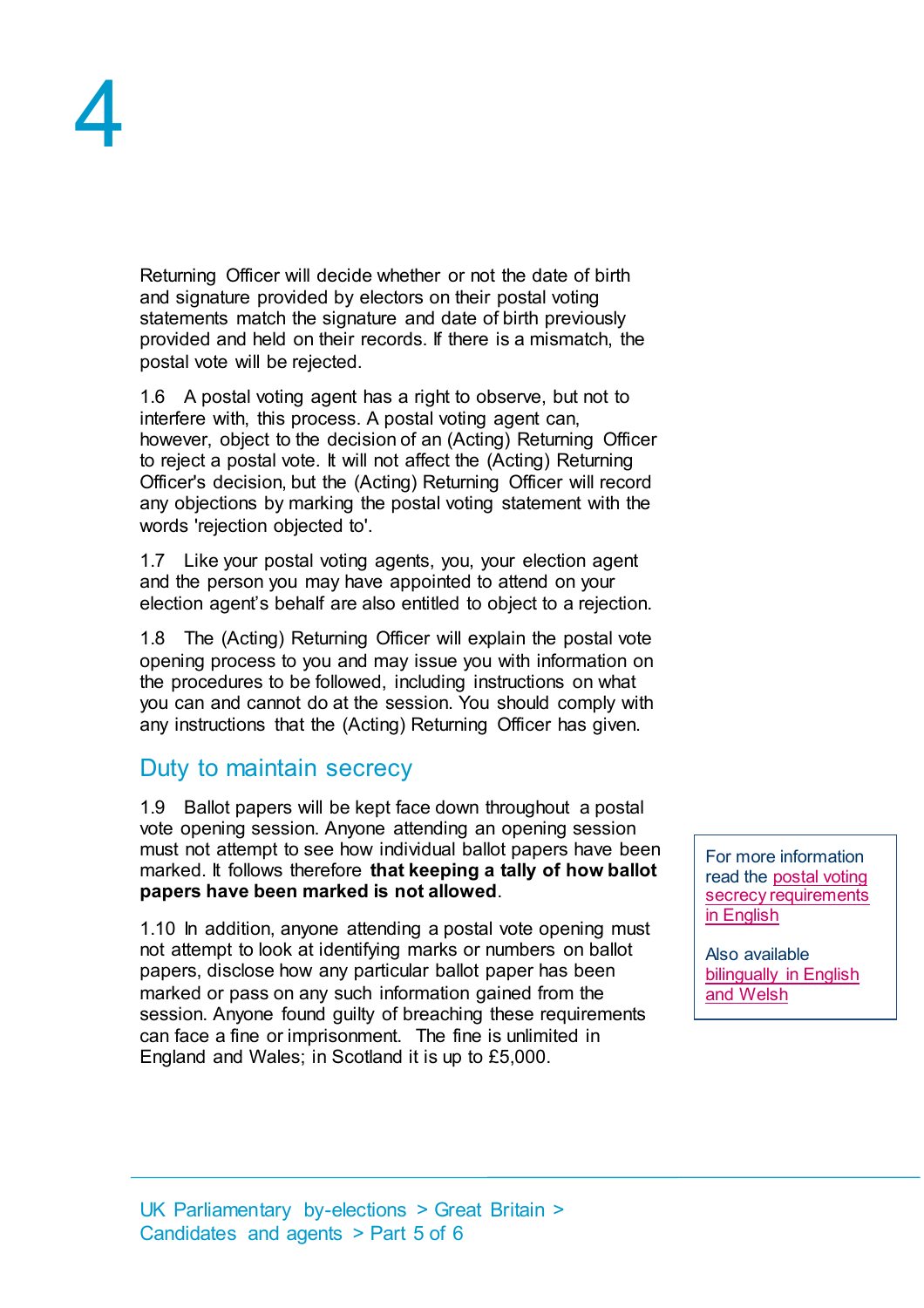Returning Officer will decide whether or not the date of birth and signature provided by electors on their postal voting statements match the signature and date of birth previously provided and held on their records. If there is a mismatch, the postal vote will be rejected.

1.6 A postal voting agent has a right to observe, but not to interfere with, this process. A postal voting agent can, however, object to the decision of an (Acting) Returning Officer to reject a postal vote. It will not affect the (Acting) Returning Officer's decision, but the (Acting) Returning Officer will record any objections by marking the postal voting statement with the words 'rejection objected to'.

1.7 Like your postal voting agents, you, your election agent and the person you may have appointed to attend on your election agent's behalf are also entitled to object to a rejection.

1.8 The (Acting) Returning Officer will explain the postal vote opening process to you and may issue you with information on the procedures to be followed, including instructions on what you can and cannot do at the session. You should comply with any instructions that the (Acting) Returning Officer has given.

## Duty to maintain secrecy

1.9 Ballot papers will be kept face down throughout a postal vote opening session. Anyone attending an opening session must not attempt to see how individual ballot papers have been marked. It follows therefore **that keeping a tally of how ballot papers have been marked is not allowed**.

1.10 In addition, anyone attending a postal vote opening must not attempt to look at identifying marks or numbers on ballot papers, disclose how any particular ballot paper has been marked or pass on any such information gained from the session. Anyone found guilty of breaching these requirements can face a fine or imprisonment. The fine is unlimited in England and Wales; in Scotland it is up to £5,000.

For more information read the postal voting secrecy requirements in English

Also available bilingually in English and Welsh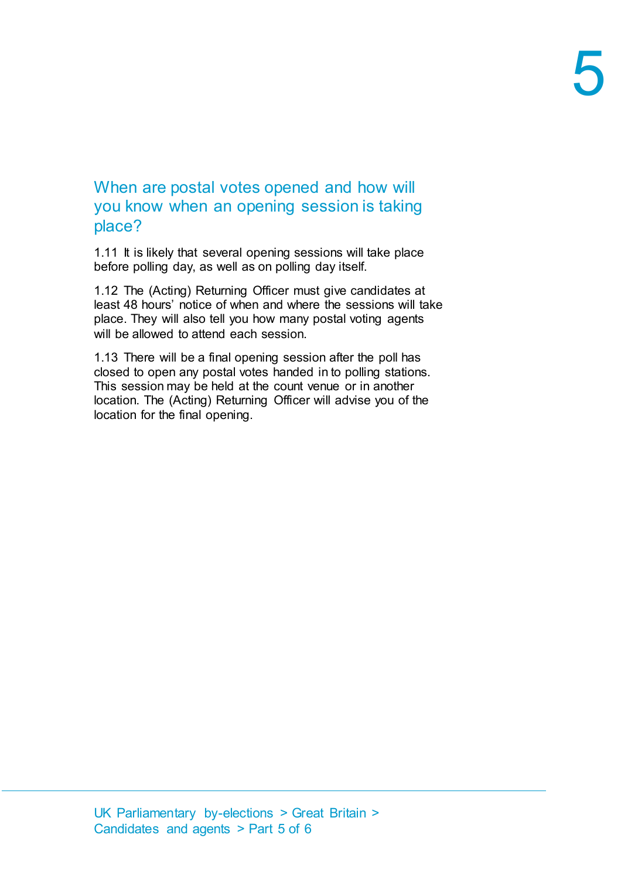## When are postal votes opened and how will you know when an opening session is taking place?

1.11 It is likely that several opening sessions will take place before polling day, as well as on polling day itself.

1.12 The (Acting) Returning Officer must give candidates at least 48 hours' notice of when and where the sessions will take place. They will also tell you how many postal voting agents will be allowed to attend each session.

1.13 There will be a final opening session after the poll has closed to open any postal votes handed in to polling stations. This session may be held at the count venue or in another location. The (Acting) Returning Officer will advise you of the location for the final opening.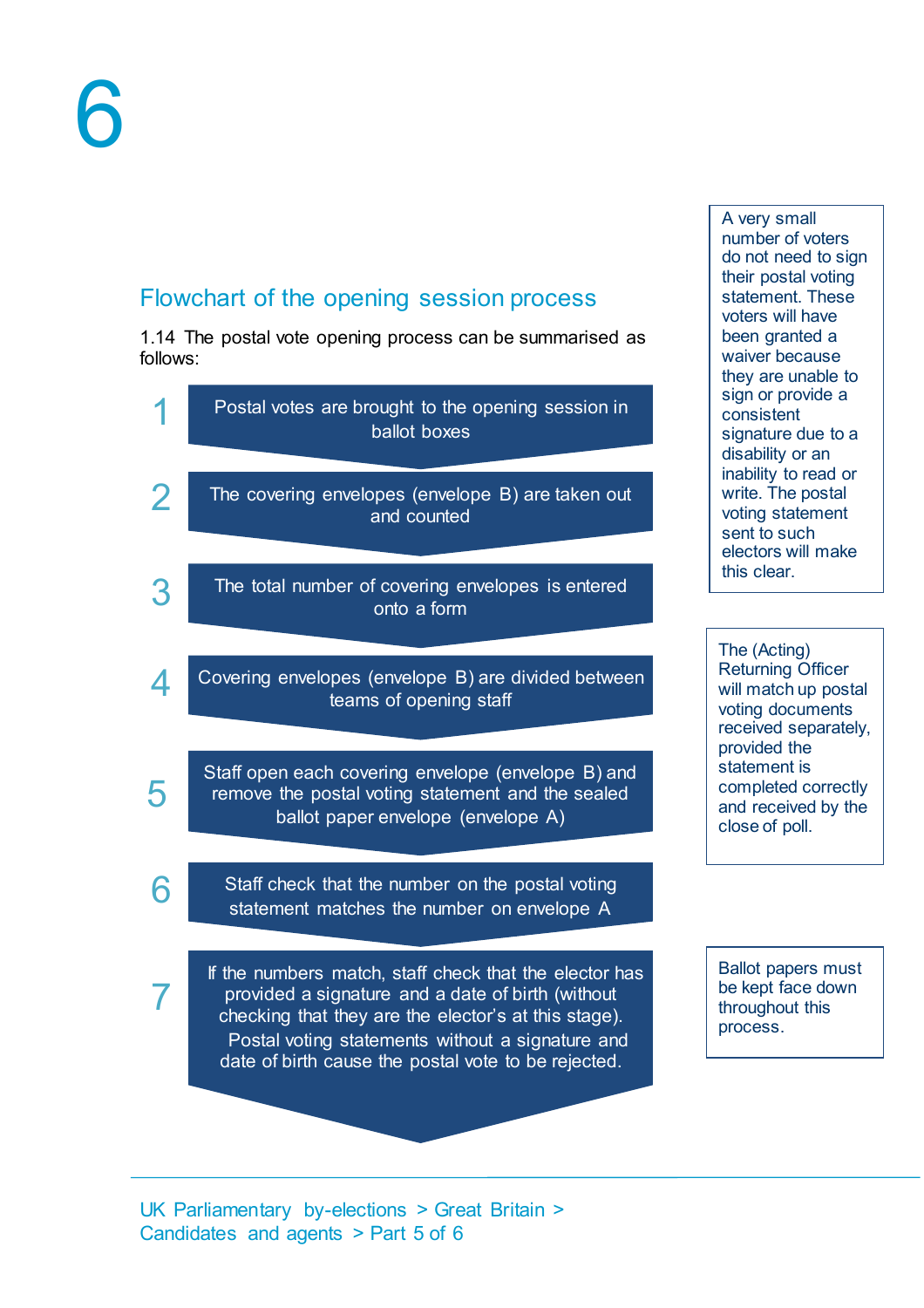# 6

## Flowchart of the opening session process

1.14 The postal vote opening process can be summarised as follows:

1. Postal votes are brought to the opening session in ballot boxes
2. The covering envelopes (envelope B) are taken out and counted
3. The total number of covering envelopes is entered onto a form
4. Covering envelopes (envelope B) are divided between teams of opening staff
5. Staff open each covering envelope (envelope B) and remove the postal voting statement and the sealed ballot paper envelope (envelope A)
6. Staff check that the number on the postal voting statement matches the number on envelope A
7. If the numbers match, staff check that the elector has provided a signature and a date of birth (without checking that they are the elector's at this stage). Postal voting statements without a signature and date of birth cause the postal vote to be rejected.

A very small number of voters do not need to sign their postal voting statement. These voters will have been granted a waiver because they are unable to sign or provide a consistent signature due to a disability or an inability to read or write. The postal voting statement sent to such electors will make this clear.

The (Acting) Returning Officer will match up postal voting documents received separately, provided the statement is completed correctly and received by the close of poll.

Ballot papers must be kept face down throughout this process.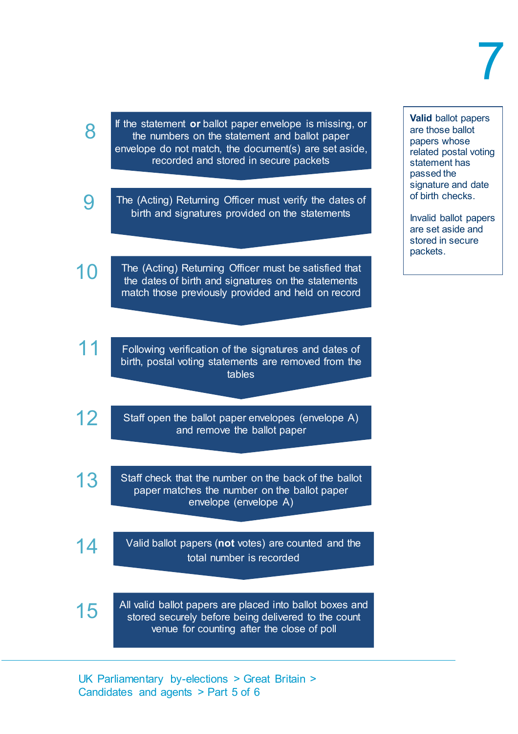# 7

8. If the statement **or** ballot paper envelope is missing, or the numbers on the statement and ballot paper envelope do not match, the document(s) are set aside, recorded and stored in secure packets

9. The (Acting) Returning Officer must verify the dates of birth and signatures provided on the statements

10. The (Acting) Returning Officer must be satisfied that the dates of birth and signatures on the statements match those previously provided and held on record

11. Following verification of the signatures and dates of birth, postal voting statements are removed from the tables

12. Staff open the ballot paper envelopes (envelope A) and remove the ballot paper

13. Staff check that the number on the back of the ballot paper matches the number on the ballot paper envelope (envelope A)

14. Valid ballot papers (**not** votes) are counted and the total number is recorded

15. All valid ballot papers are placed into ballot boxes and stored securely before being delivered to the count venue for counting after the close of poll

**Valid** ballot papers are those ballot papers whose related postal voting statement has passed the signature and date of birth checks.

Invalid ballot papers are set aside and stored in secure packets.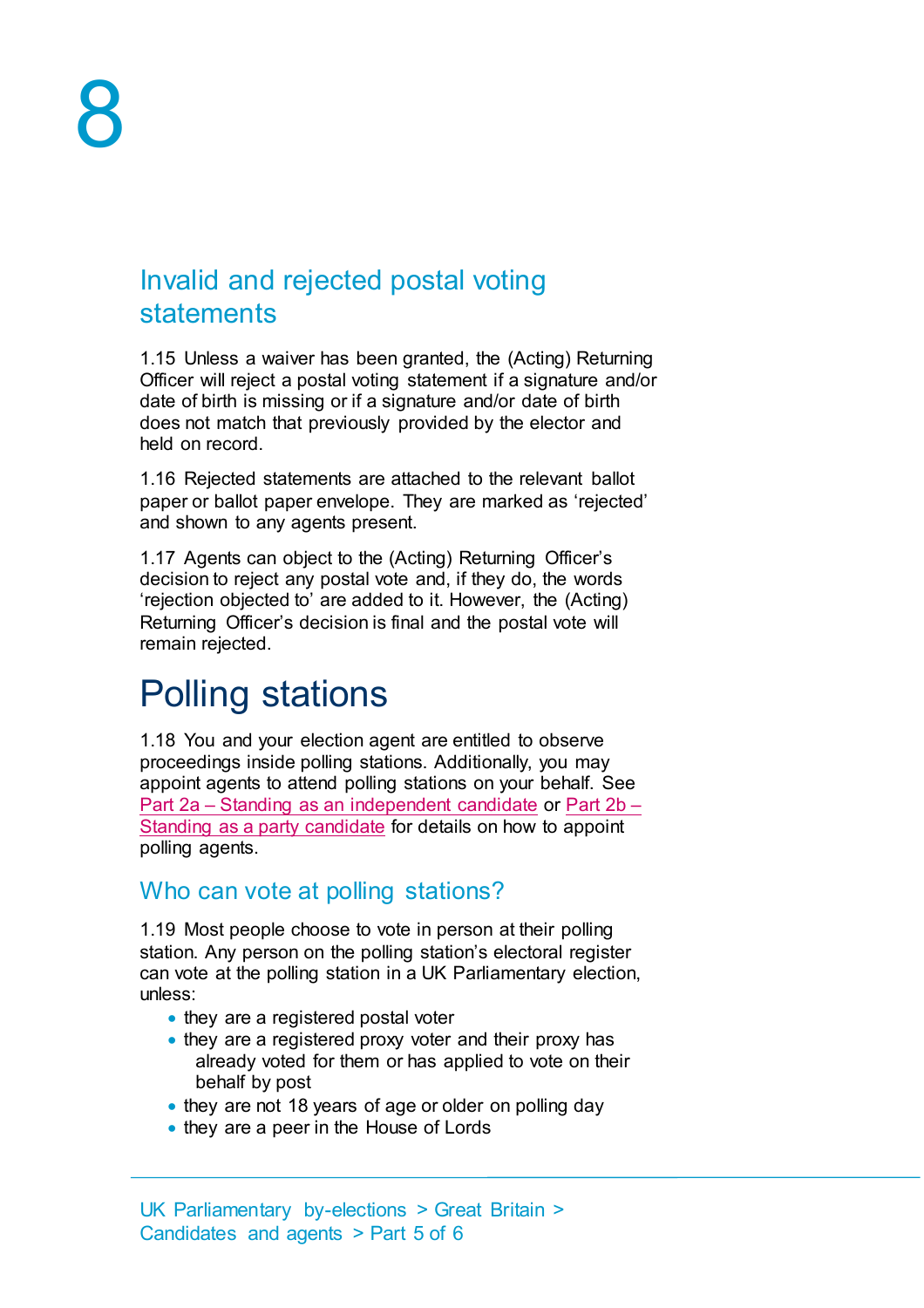## Invalid and rejected postal voting statements

1.15 Unless a waiver has been granted, the (Acting) Returning Officer will reject a postal voting statement if a signature and/or date of birth is missing or if a signature and/or date of birth does not match that previously provided by the elector and held on record.

1.16 Rejected statements are attached to the relevant ballot paper or ballot paper envelope. They are marked as 'rejected' and shown to any agents present.

1.17 Agents can object to the (Acting) Returning Officer's decision to reject any postal vote and, if they do, the words 'rejection objected to' are added to it. However, the (Acting) Returning Officer's decision is final and the postal vote will remain rejected.

# Polling stations

1.18 You and your election agent are entitled to observe proceedings inside polling stations. Additionally, you may appoint agents to attend polling stations on your behalf. See Part 2a – Standing as an independent candidate or Part 2b – Standing as a party candidate for details on how to appoint polling agents.

## Who can vote at polling stations?

1.19 Most people choose to vote in person at their polling station. Any person on the polling station's electoral register can vote at the polling station in a UK Parliamentary election, unless:

- they are a registered postal voter
- they are a registered proxy voter and their proxy has already voted for them or has applied to vote on their behalf by post
- they are not 18 years of age or older on polling day
- they are a peer in the House of Lords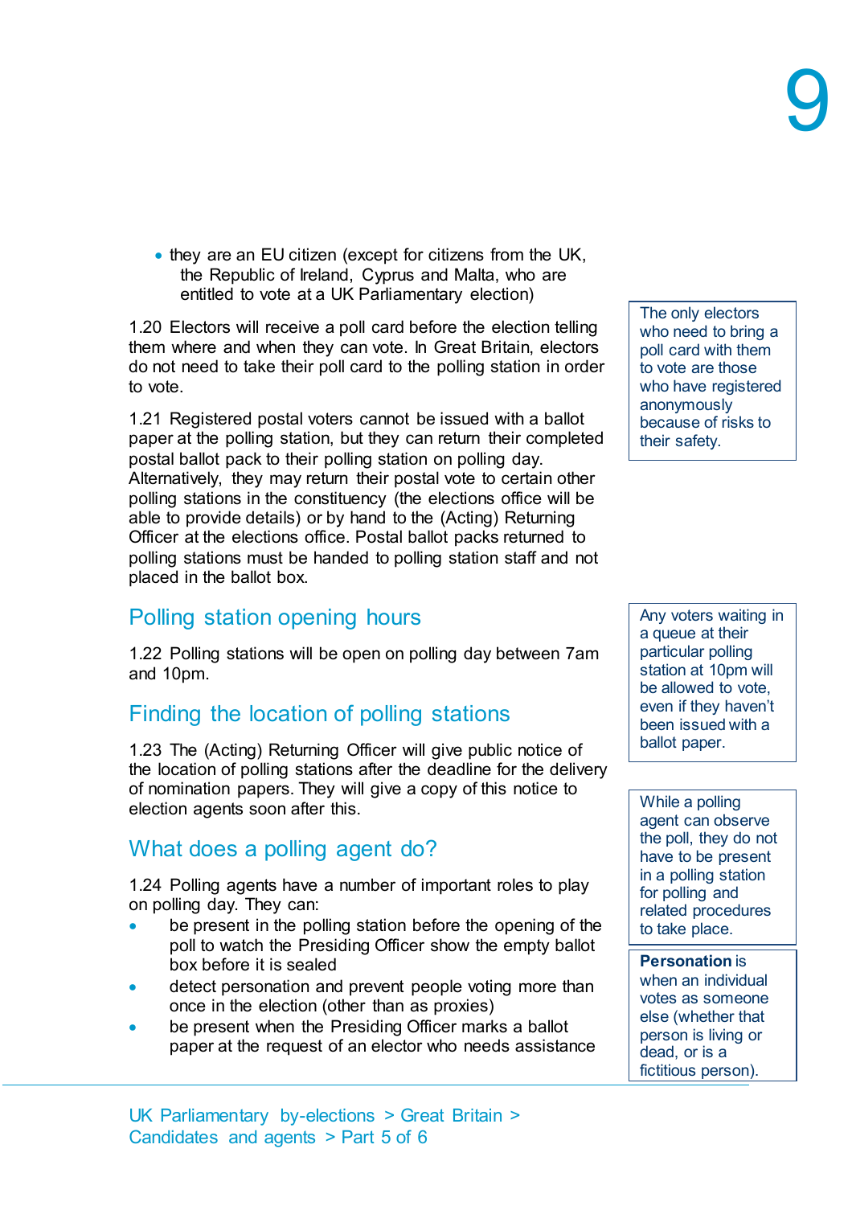- they are an EU citizen (except for citizens from the UK, the Republic of Ireland, Cyprus and Malta, who are entitled to vote at a UK Parliamentary election)

1.20 Electors will receive a poll card before the election telling them where and when they can vote. In Great Britain, electors do not need to take their poll card to the polling station in order to vote.

The only electors who need to bring a poll card with them to vote are those who have registered anonymously because of risks to their safety.

1.21 Registered postal voters cannot be issued with a ballot paper at the polling station, but they can return their completed postal ballot pack to their polling station on polling day. Alternatively, they may return their postal vote to certain other polling stations in the constituency (the elections office will be able to provide details) or by hand to the (Acting) Returning Officer at the elections office. Postal ballot packs returned to polling stations must be handed to polling station staff and not placed in the ballot box.

## Polling station opening hours

1.22 Polling stations will be open on polling day between 7am and 10pm.

Any voters waiting in a queue at their particular polling station at 10pm will be allowed to vote, even if they haven't been issued with a ballot paper.

## Finding the location of polling stations

1.23 The (Acting) Returning Officer will give public notice of the location of polling stations after the deadline for the delivery of nomination papers. They will give a copy of this notice to election agents soon after this.

## What does a polling agent do?

1.24 Polling agents have a number of important roles to play on polling day. They can:

- be present in the polling station before the opening of the poll to watch the Presiding Officer show the empty ballot box before it is sealed
- detect personation and prevent people voting more than once in the election (other than as proxies)
- be present when the Presiding Officer marks a ballot paper at the request of an elector who needs assistance

While a polling agent can observe the poll, they do not have to be present in a polling station for polling and related procedures to take place.

**Personation** is when an individual votes as someone else (whether that person is living or dead, or is a fictitious person).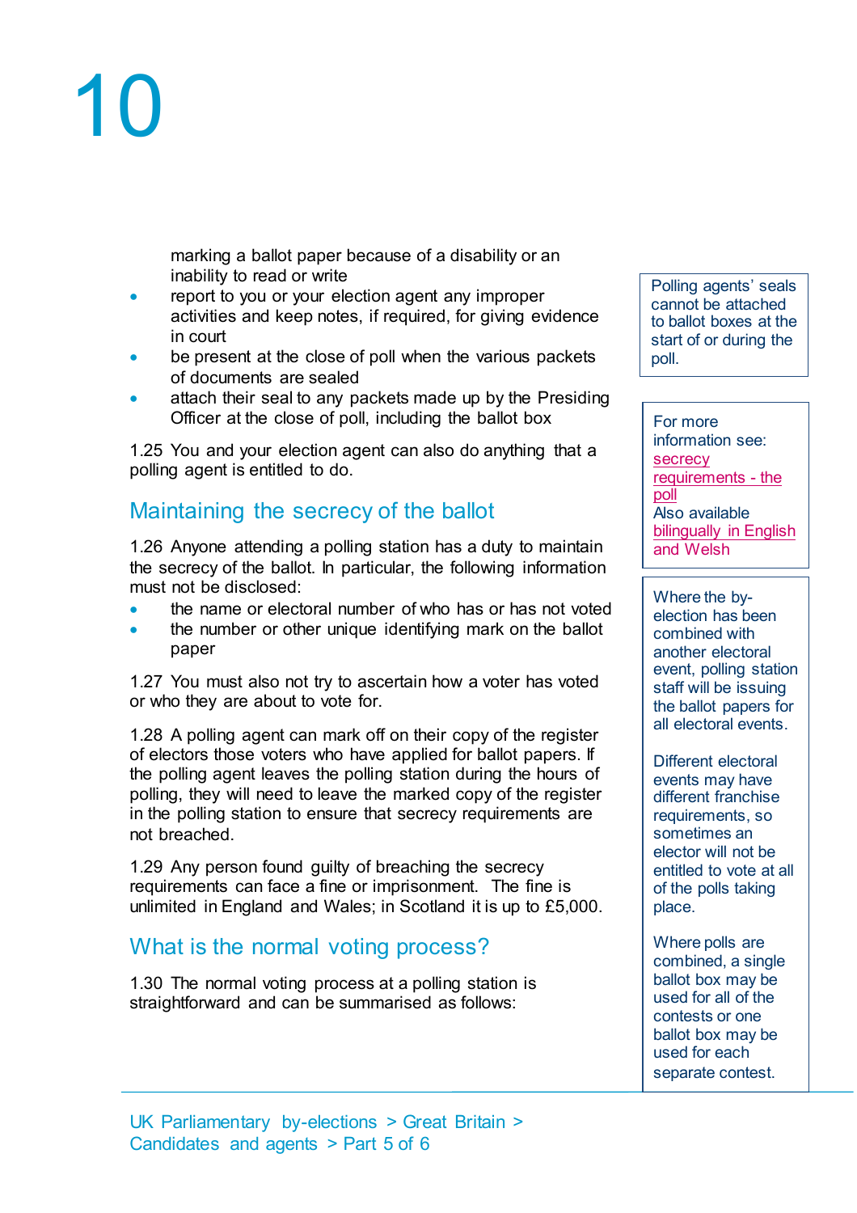marking a ballot paper because of a disability or an inability to read or write
- report to you or your election agent any improper activities and keep notes, if required, for giving evidence in court
- be present at the close of poll when the various packets of documents are sealed
- attach their seal to any packets made up by the Presiding Officer at the close of poll, including the ballot box

Polling agents' seals cannot be attached to ballot boxes at the start of or during the poll.

1.25 You and your election agent can also do anything that a polling agent is entitled to do.

## Maintaining the secrecy of the ballot

For more information see: secrecy requirements - the poll
Also available bilingually in English and Welsh

1.26 Anyone attending a polling station has a duty to maintain the secrecy of the ballot. In particular, the following information must not be disclosed:

- the name or electoral number of who has or has not voted
- the number or other unique identifying mark on the ballot paper

1.27 You must also not try to ascertain how a voter has voted or who they are about to vote for.

1.28 A polling agent can mark off on their copy of the register of electors those voters who have applied for ballot papers. If the polling agent leaves the polling station during the hours of polling, they will need to leave the marked copy of the register in the polling station to ensure that secrecy requirements are not breached.

1.29 Any person found guilty of breaching the secrecy requirements can face a fine or imprisonment. The fine is unlimited in England and Wales; in Scotland it is up to £5,000.

Where the by-election has been combined with another electoral event, polling station staff will be issuing the ballot papers for all electoral events.

Different electoral events may have different franchise requirements, so sometimes an elector will not be entitled to vote at all of the polls taking place.

Where polls are combined, a single ballot box may be used for all of the contests or one ballot box may be used for each separate contest.

## What is the normal voting process?

1.30 The normal voting process at a polling station is straightforward and can be summarised as follows: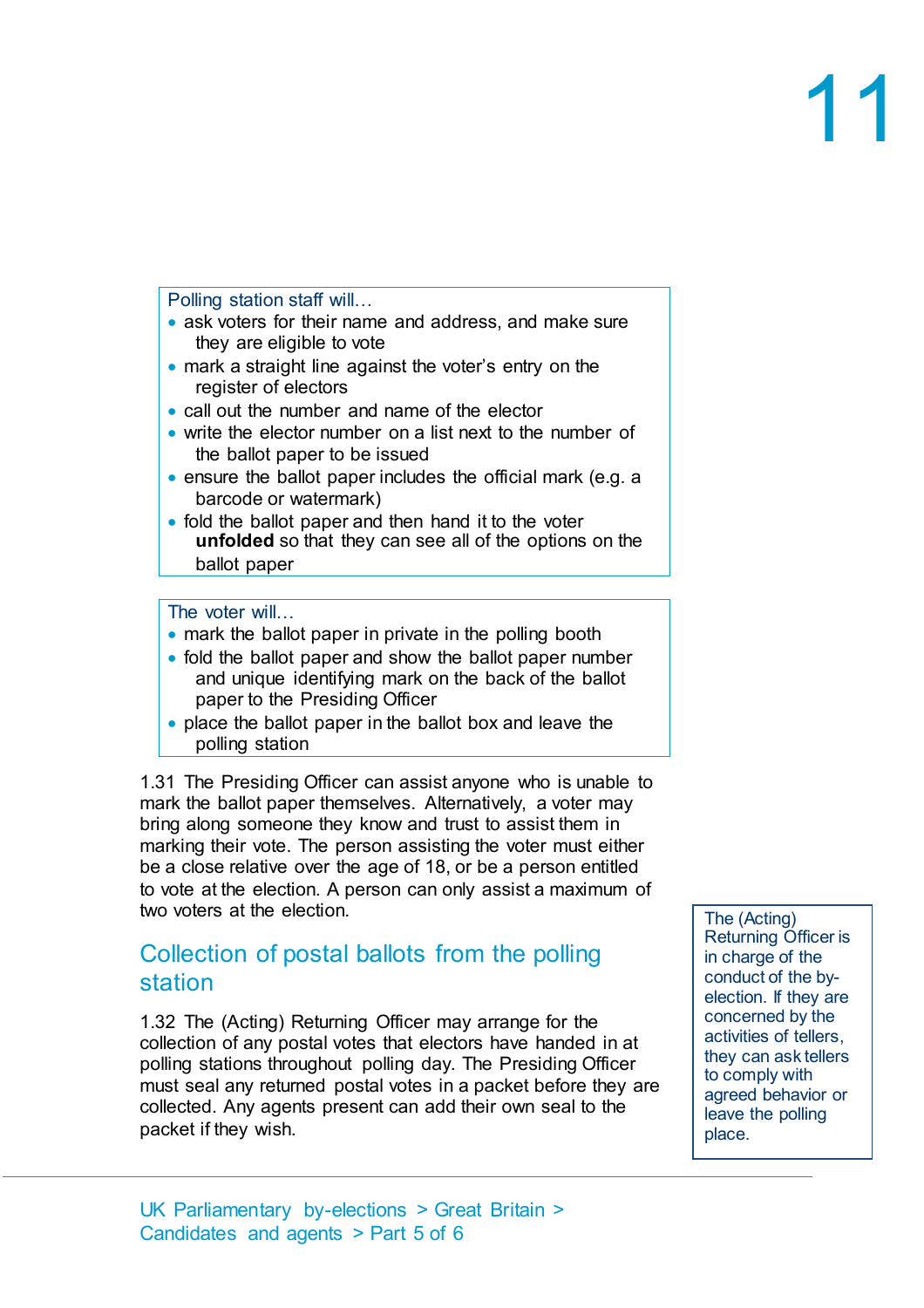Polling station staff will…

- ask voters for their name and address, and make sure they are eligible to vote
- mark a straight line against the voter's entry on the register of electors
- call out the number and name of the elector
- write the elector number on a list next to the number of the ballot paper to be issued
- ensure the ballot paper includes the official mark (e.g. a barcode or watermark)
- fold the ballot paper and then hand it to the voter **unfolded** so that they can see all of the options on the ballot paper

The voter will…

- mark the ballot paper in private in the polling booth
- fold the ballot paper and show the ballot paper number and unique identifying mark on the back of the ballot paper to the Presiding Officer
- place the ballot paper in the ballot box and leave the polling station

1.31 The Presiding Officer can assist anyone who is unable to mark the ballot paper themselves. Alternatively, a voter may bring along someone they know and trust to assist them in marking their vote. The person assisting the voter must either be a close relative over the age of 18, or be a person entitled to vote at the election. A person can only assist a maximum of two voters at the election.

## Collection of postal ballots from the polling station

1.32 The (Acting) Returning Officer may arrange for the collection of any postal votes that electors have handed in at polling stations throughout polling day. The Presiding Officer must seal any returned postal votes in a packet before they are collected. Any agents present can add their own seal to the packet if they wish.

The (Acting) Returning Officer is in charge of the conduct of the by-election. If they are concerned by the activities of tellers, they can ask tellers to comply with agreed behavior or leave the polling place.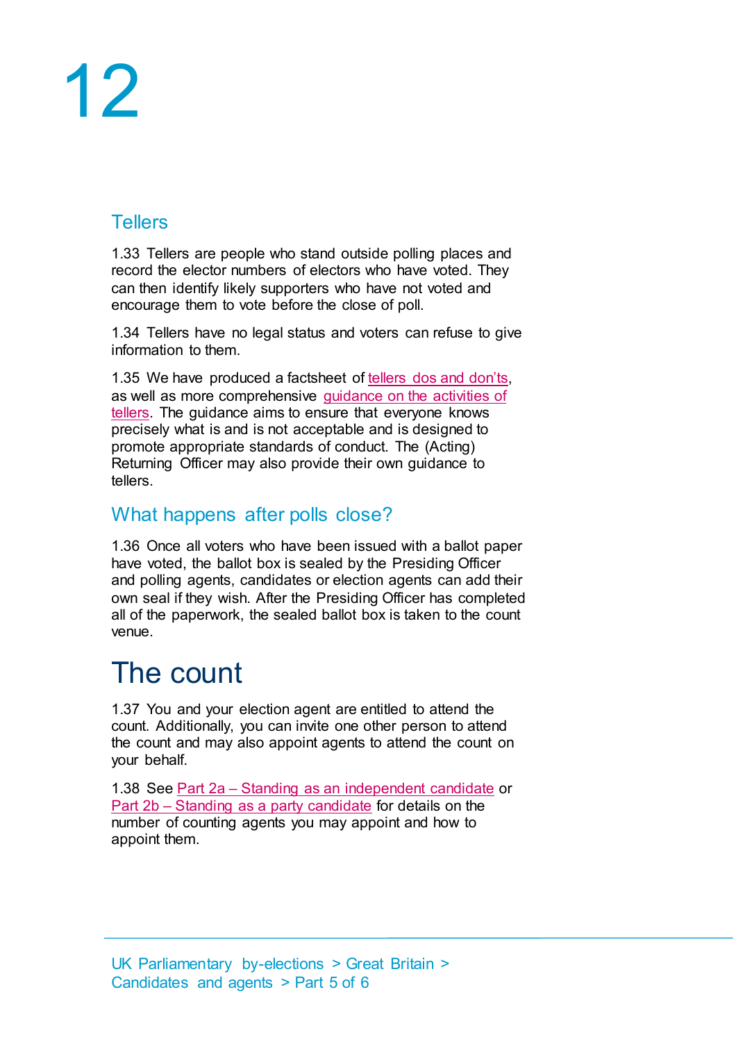## Tellers

1.33 Tellers are people who stand outside polling places and record the elector numbers of electors who have voted. They can then identify likely supporters who have not voted and encourage them to vote before the close of poll.

1.34 Tellers have no legal status and voters can refuse to give information to them.

1.35 We have produced a factsheet of tellers dos and don'ts, as well as more comprehensive guidance on the activities of tellers. The guidance aims to ensure that everyone knows precisely what is and is not acceptable and is designed to promote appropriate standards of conduct. The (Acting) Returning Officer may also provide their own guidance to tellers.

## What happens after polls close?

1.36 Once all voters who have been issued with a ballot paper have voted, the ballot box is sealed by the Presiding Officer and polling agents, candidates or election agents can add their own seal if they wish. After the Presiding Officer has completed all of the paperwork, the sealed ballot box is taken to the count venue.

# The count

1.37 You and your election agent are entitled to attend the count. Additionally, you can invite one other person to attend the count and may also appoint agents to attend the count on your behalf.

1.38 See Part 2a – Standing as an independent candidate or Part 2b – Standing as a party candidate for details on the number of counting agents you may appoint and how to appoint them.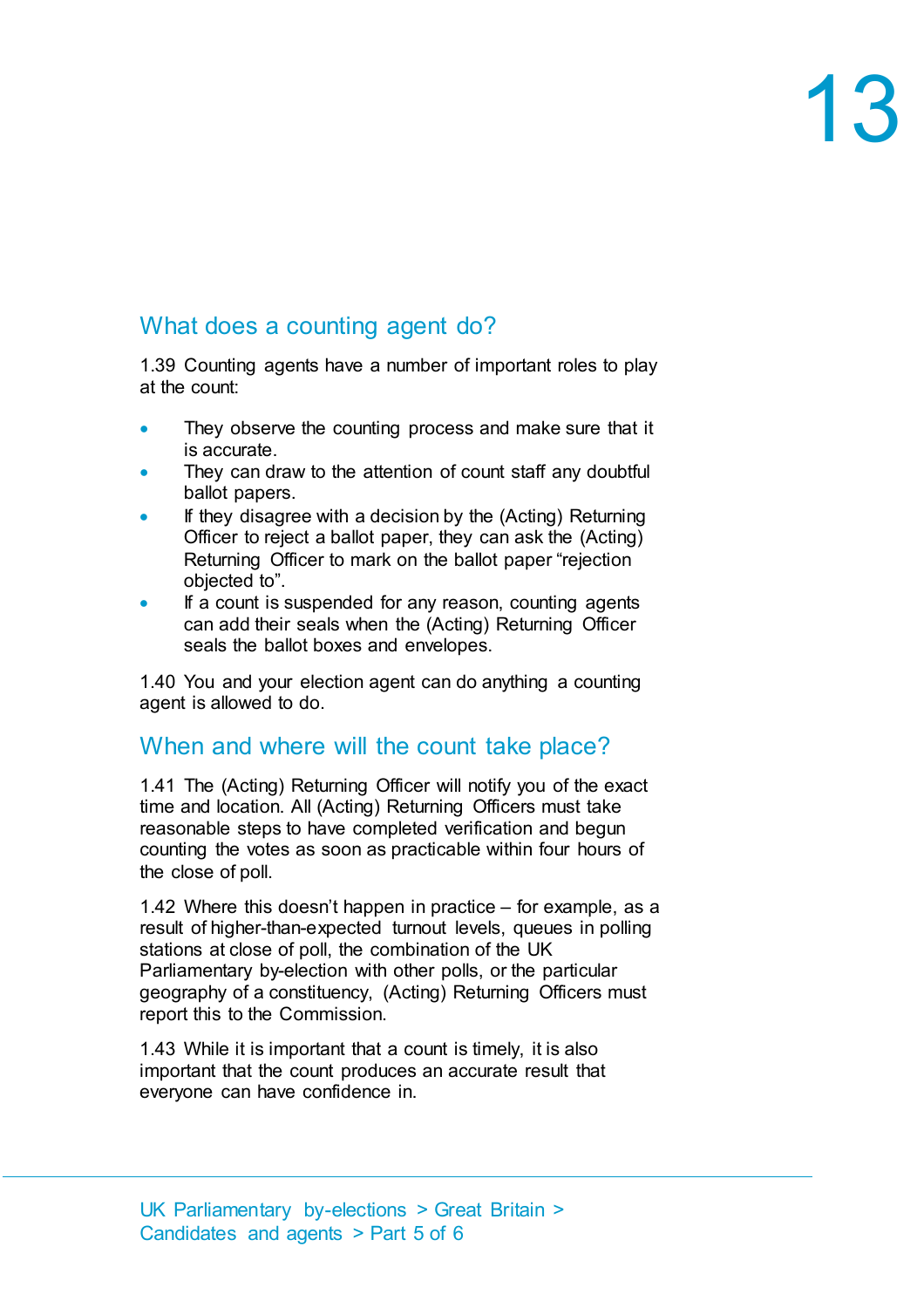## What does a counting agent do?

1.39 Counting agents have a number of important roles to play at the count:

- They observe the counting process and make sure that it is accurate.
- They can draw to the attention of count staff any doubtful ballot papers.
- If they disagree with a decision by the (Acting) Returning Officer to reject a ballot paper, they can ask the (Acting) Returning Officer to mark on the ballot paper "rejection objected to".
- If a count is suspended for any reason, counting agents can add their seals when the (Acting) Returning Officer seals the ballot boxes and envelopes.

1.40 You and your election agent can do anything a counting agent is allowed to do.

## When and where will the count take place?

1.41 The (Acting) Returning Officer will notify you of the exact time and location. All (Acting) Returning Officers must take reasonable steps to have completed verification and begun counting the votes as soon as practicable within four hours of the close of poll.

1.42 Where this doesn't happen in practice – for example, as a result of higher-than-expected turnout levels, queues in polling stations at close of poll, the combination of the UK Parliamentary by-election with other polls, or the particular geography of a constituency, (Acting) Returning Officers must report this to the Commission.

1.43 While it is important that a count is timely, it is also important that the count produces an accurate result that everyone can have confidence in.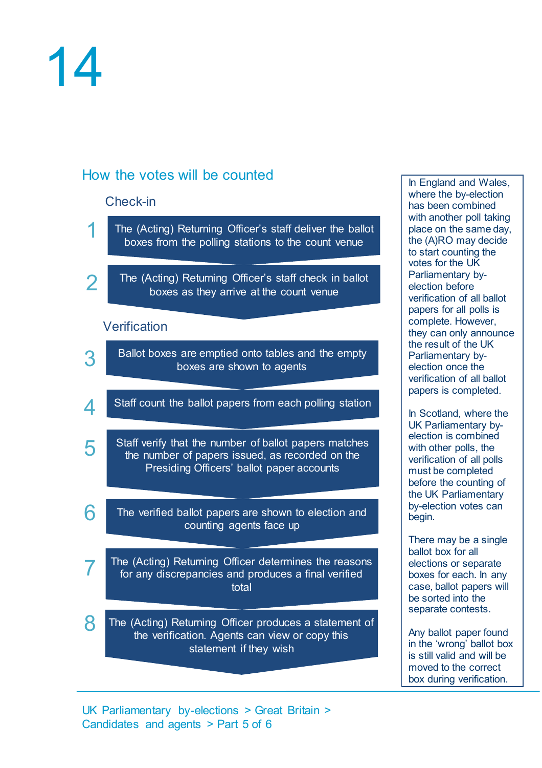# 14

## How the votes will be counted

### Check-in

1. The (Acting) Returning Officer's staff deliver the ballot boxes from the polling stations to the count venue
2. The (Acting) Returning Officer's staff check in ballot boxes as they arrive at the count venue

### Verification

3. Ballot boxes are emptied onto tables and the empty boxes are shown to agents
4. Staff count the ballot papers from each polling station
5. Staff verify that the number of ballot papers matches the number of papers issued, as recorded on the Presiding Officers' ballot paper accounts
6. The verified ballot papers are shown to election and counting agents face up
7. The (Acting) Returning Officer determines the reasons for any discrepancies and produces a final verified total
8. The (Acting) Returning Officer produces a statement of the verification. Agents can view or copy this statement if they wish

In England and Wales, where the by-election has been combined with another poll taking place on the same day, the (A)RO may decide to start counting the votes for the UK Parliamentary by-election before verification of all ballot papers for all polls is complete. However, they can only announce the result of the UK Parliamentary by-election once the verification of all ballot papers is completed.

In Scotland, where the UK Parliamentary by-election is combined with other polls, the verification of all polls must be completed before the counting of the UK Parliamentary by-election votes can begin.

There may be a single ballot box for all elections or separate boxes for each. In any case, ballot papers will be sorted into the separate contests.

Any ballot paper found in the 'wrong' ballot box is still valid and will be moved to the correct box during verification.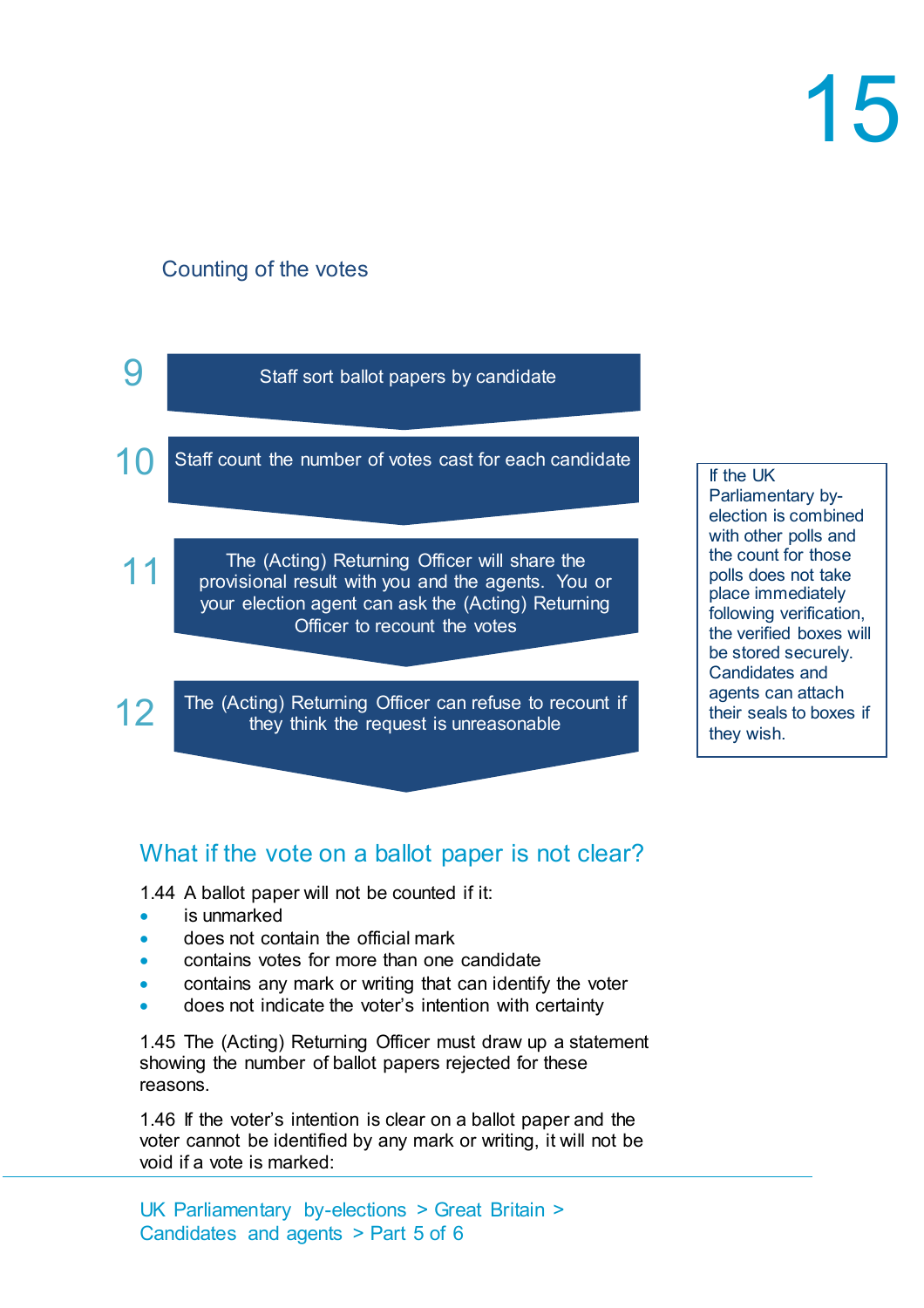Counting of the votes

9 Staff sort ballot papers by candidate

10 Staff count the number of votes cast for each candidate

11 The (Acting) Returning Officer will share the provisional result with you and the agents. You or your election agent can ask the (Acting) Returning Officer to recount the votes

12 The (Acting) Returning Officer can refuse to recount if they think the request is unreasonable

If the UK Parliamentary by-election is combined with other polls and the count for those polls does not take place immediately following verification, the verified boxes will be stored securely. Candidates and agents can attach their seals to boxes if they wish.

## What if the vote on a ballot paper is not clear?

1.44 A ballot paper will not be counted if it:

- is unmarked
- does not contain the official mark
- contains votes for more than one candidate
- contains any mark or writing that can identify the voter
- does not indicate the voter's intention with certainty

1.45 The (Acting) Returning Officer must draw up a statement showing the number of ballot papers rejected for these reasons.

1.46 If the voter's intention is clear on a ballot paper and the voter cannot be identified by any mark or writing, it will not be void if a vote is marked: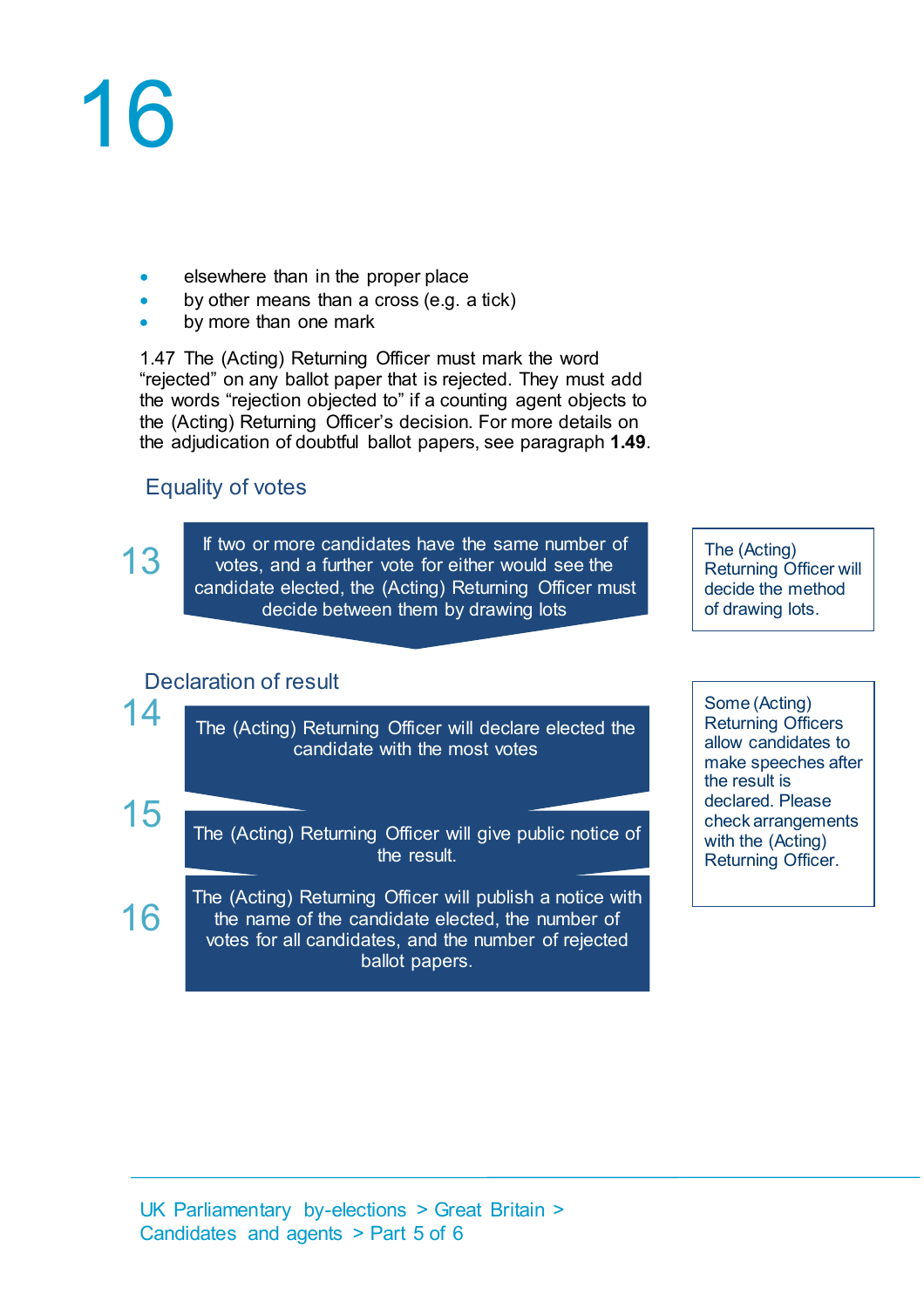- elsewhere than in the proper place
- by other means than a cross (e.g. a tick)
- by more than one mark

1.47 The (Acting) Returning Officer must mark the word "rejected" on any ballot paper that is rejected. They must add the words "rejection objected to" if a counting agent objects to the (Acting) Returning Officer's decision. For more details on the adjudication of doubtful ballot papers, see paragraph **1.49**.

## Equality of votes

**13** If two or more candidates have the same number of votes, and a further vote for either would see the candidate elected, the (Acting) Returning Officer must decide between them by drawing lots

The (Acting) Returning Officer will decide the method of drawing lots.

## Declaration of result

**14** The (Acting) Returning Officer will declare elected the candidate with the most votes

**15** The (Acting) Returning Officer will give public notice of the result.

**16** The (Acting) Returning Officer will publish a notice with the name of the candidate elected, the number of votes for all candidates, and the number of rejected ballot papers.

Some (Acting) Returning Officers allow candidates to make speeches after the result is declared. Please check arrangements with the (Acting) Returning Officer.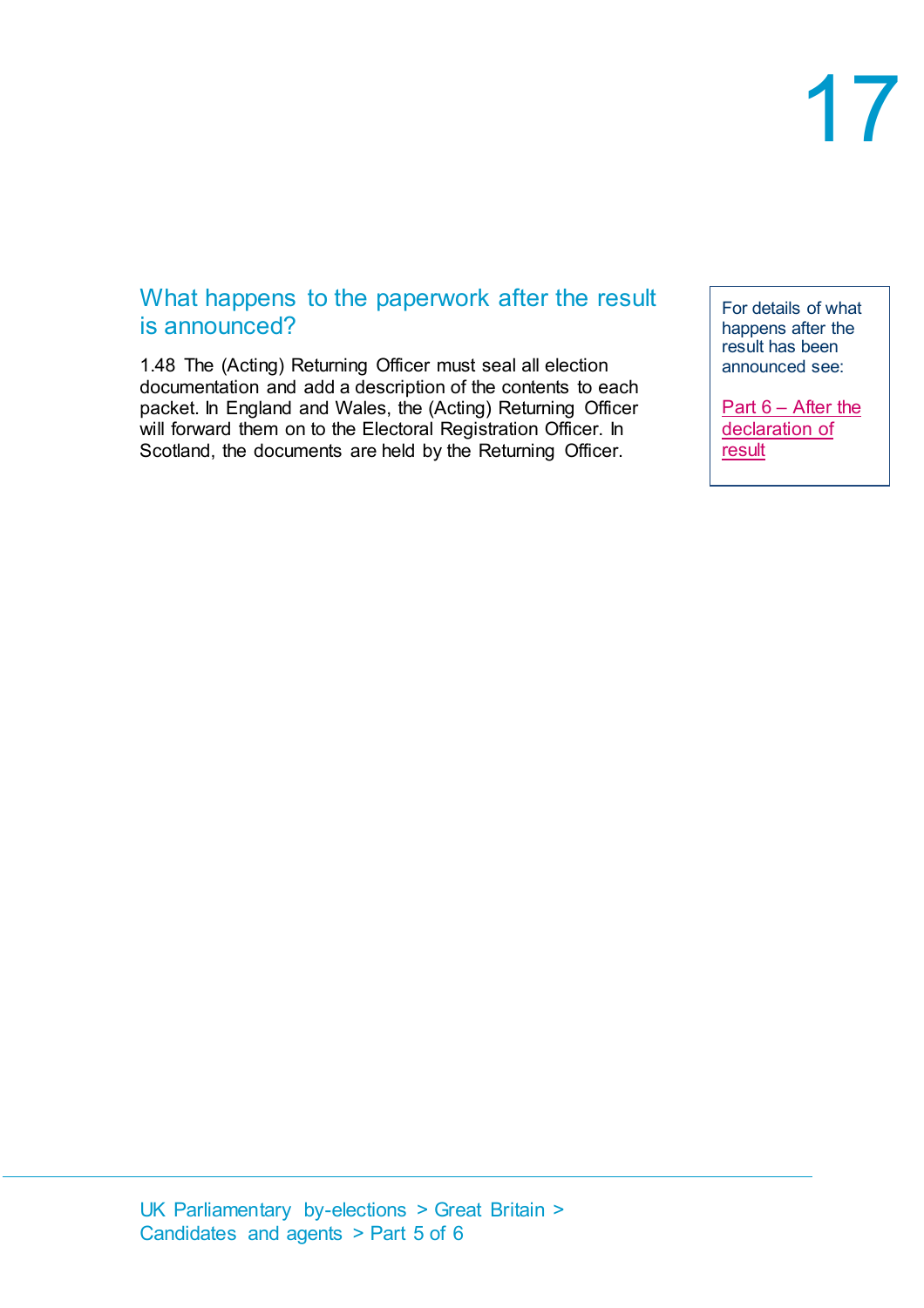## What happens to the paperwork after the result is announced?

1.48 The (Acting) Returning Officer must seal all election documentation and add a description of the contents to each packet. In England and Wales, the (Acting) Returning Officer will forward them on to the Electoral Registration Officer. In Scotland, the documents are held by the Returning Officer.

> For details of what happens after the result has been announced see:
>
> Part 6 – After the declaration of result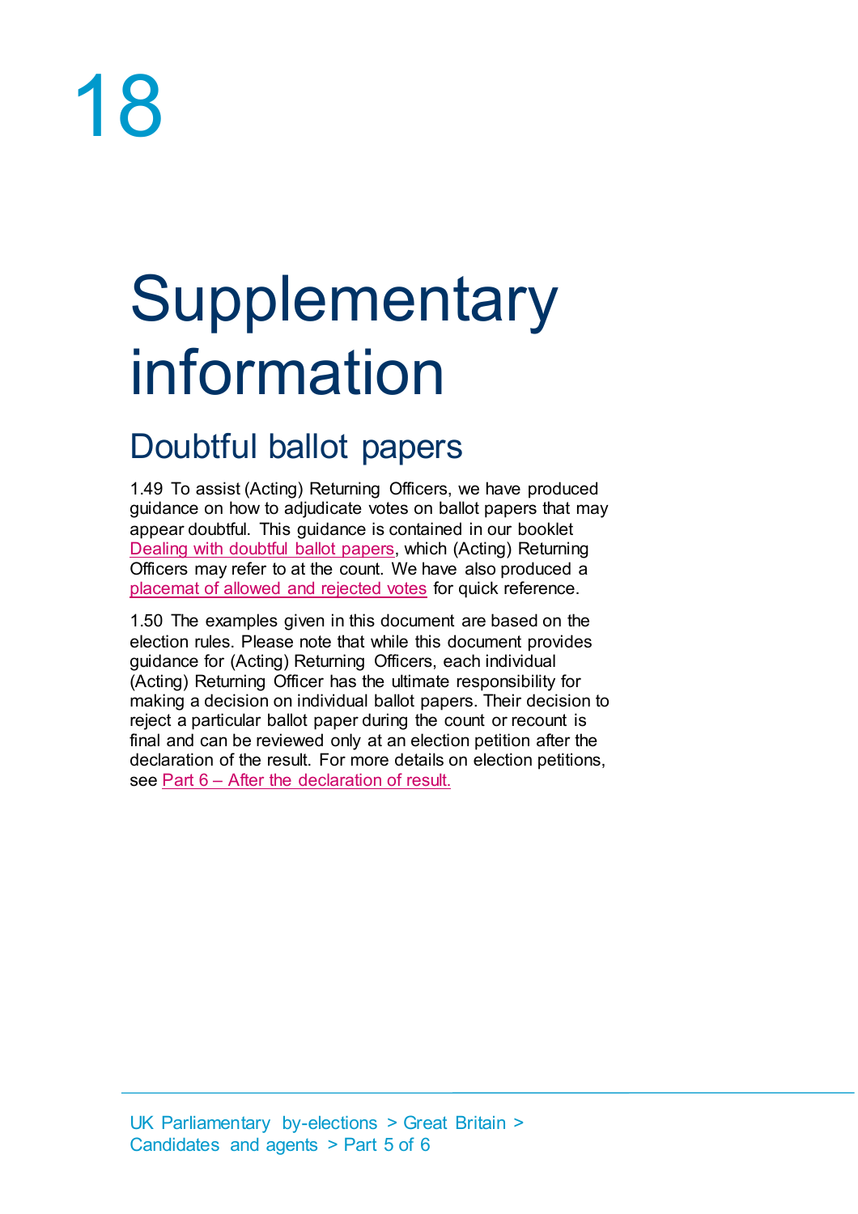# 18

# Supplementary information

## Doubtful ballot papers

1.49 To assist (Acting) Returning Officers, we have produced guidance on how to adjudicate votes on ballot papers that may appear doubtful. This guidance is contained in our booklet Dealing with doubtful ballot papers, which (Acting) Returning Officers may refer to at the count. We have also produced a placemat of allowed and rejected votes for quick reference.

1.50 The examples given in this document are based on the election rules. Please note that while this document provides guidance for (Acting) Returning Officers, each individual (Acting) Returning Officer has the ultimate responsibility for making a decision on individual ballot papers. Their decision to reject a particular ballot paper during the count or recount is final and can be reviewed only at an election petition after the declaration of the result. For more details on election petitions, see Part 6 – After the declaration of result.